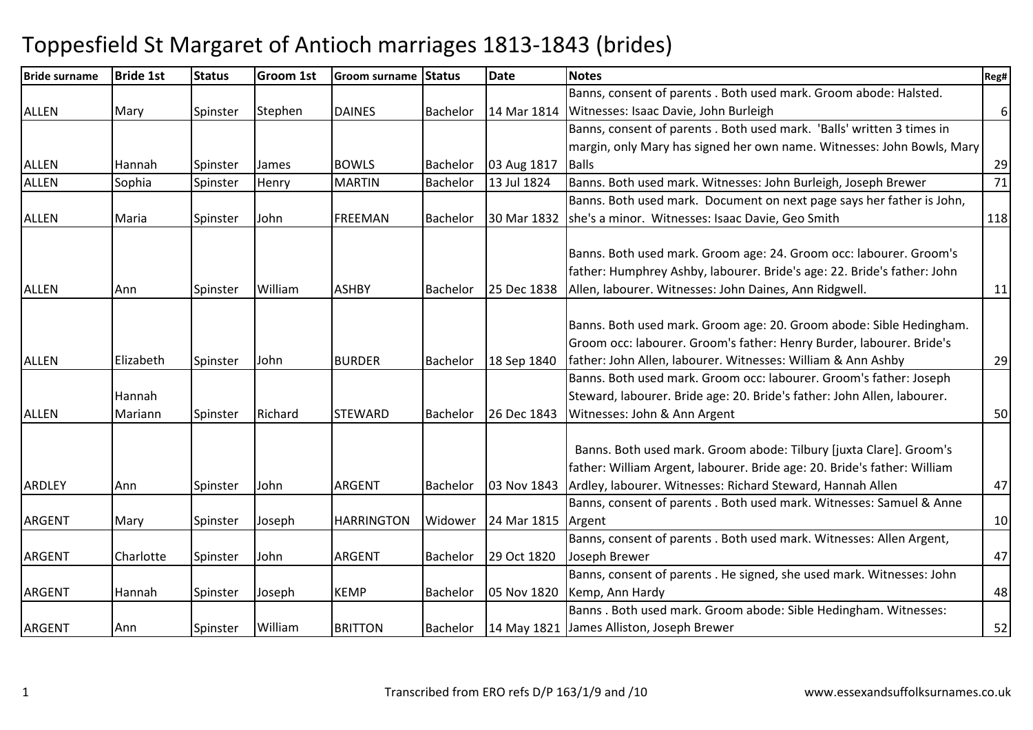# Toppesfield St Margaret of Antioch marriages 1813-1843 (brides)

| Bride surname | Bride 1st | Status | Groom 1st | Groom surname | Status | Date | Notes | Reg# |
|---|---|---|---|---|---|---|---|---|
| ALLEN | Mary | Spinster | Stephen | DAINES | Bachelor | 14 Mar 1814 | Banns, consent of parents . Both used mark. Groom abode: Halsted. Witnesses: Isaac Davie, John Burleigh | 6 |
| ALLEN | Hannah | Spinster | James | BOWLS | Bachelor | 03 Aug 1817 | Banns, consent of parents . Both used mark. 'Balls' written 3 times in margin, only Mary has signed her own name. Witnesses: John Bowls, Mary Balls | 29 |
| ALLEN | Sophia | Spinster | Henry | MARTIN | Bachelor | 13 Jul 1824 | Banns. Both used mark. Witnesses: John Burleigh, Joseph Brewer | 71 |
| ALLEN | Maria | Spinster | John | FREEMAN | Bachelor | 30 Mar 1832 | Banns. Both used mark. Document on next page says her father is John, she's a minor. Witnesses: Isaac Davie, Geo Smith | 118 |
| ALLEN | Ann | Spinster | William | ASHBY | Bachelor | 25 Dec 1838 | Banns. Both used mark. Groom age: 24. Groom occ: labourer. Groom's father: Humphrey Ashby, labourer. Bride's age: 22. Bride's father: John Allen, labourer. Witnesses: John Daines, Ann Ridgwell. | 11 |
| ALLEN | Elizabeth | Spinster | John | BURDER | Bachelor | 18 Sep 1840 | Banns. Both used mark. Groom age: 20. Groom abode: Sible Hedingham. Groom occ: labourer. Groom's father: Henry Burder, labourer. Bride's father: John Allen, labourer. Witnesses: William & Ann Ashby | 29 |
| ALLEN | Hannah Mariann | Spinster | Richard | STEWARD | Bachelor | 26 Dec 1843 | Banns. Both used mark. Groom occ: labourer. Groom's father: Joseph Steward, labourer. Bride age: 20. Bride's father: John Allen, labourer. Witnesses: John & Ann Argent | 50 |
| ARDLEY | Ann | Spinster | John | ARGENT | Bachelor | 03 Nov 1843 | Banns. Both used mark. Groom abode: Tilbury [juxta Clare]. Groom's father: William Argent, labourer. Bride age: 20. Bride's father: William Ardley, labourer. Witnesses: Richard Steward, Hannah Allen | 47 |
| ARGENT | Mary | Spinster | Joseph | HARRINGTON | Widower | 24 Mar 1815 | Banns, consent of parents . Both used mark. Witnesses: Samuel & Anne Argent | 10 |
| ARGENT | Charlotte | Spinster | John | ARGENT | Bachelor | 29 Oct 1820 | Banns, consent of parents . Both used mark. Witnesses: Allen Argent, Joseph Brewer | 47 |
| ARGENT | Hannah | Spinster | Joseph | KEMP | Bachelor | 05 Nov 1820 | Banns, consent of parents . He signed, she used mark. Witnesses: John Kemp, Ann Hardy | 48 |
| ARGENT | Ann | Spinster | William | BRITTON | Bachelor | 14 May 1821 | Banns . Both used mark. Groom abode: Sible Hedingham. Witnesses: James Alliston, Joseph Brewer | 52 |

Transcribed from ERO refs D/P 163/1/9 and /10

www.essexandsuffolksurnames.co.uk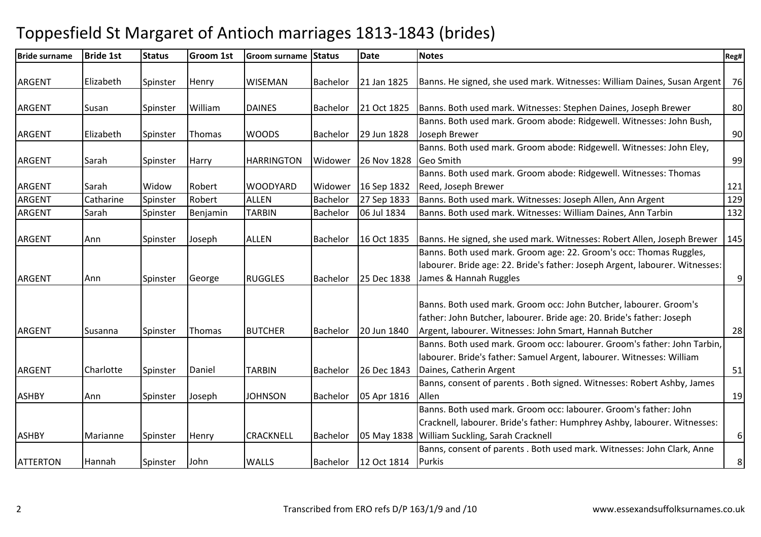# Toppesfield St Margaret of Antioch marriages 1813-1843 (brides)

| Bride surname | Bride 1st | Status | Groom 1st | Groom surname | Status | Date | Notes | Reg# |
|---|---|---|---|---|---|---|---|---|
| ARGENT | Elizabeth | Spinster | Henry | WISEMAN | Bachelor | 21 Jan 1825 | Banns. He signed, she used mark. Witnesses: William Daines, Susan Argent | 76 |
| ARGENT | Susan | Spinster | William | DAINES | Bachelor | 21 Oct 1825 | Banns. Both used mark. Witnesses: Stephen Daines, Joseph Brewer | 80 |
| ARGENT | Elizabeth | Spinster | Thomas | WOODS | Bachelor | 29 Jun 1828 | Banns. Both used mark. Groom abode: Ridgewell. Witnesses: John Bush, Joseph Brewer | 90 |
| ARGENT | Sarah | Spinster | Harry | HARRINGTON | Widower | 26 Nov 1828 | Banns. Both used mark. Groom abode: Ridgewell. Witnesses: John Eley, Geo Smith | 99 |
| ARGENT | Sarah | Widow | Robert | WOODYARD | Widower | 16 Sep 1832 | Banns. Both used mark. Groom abode: Ridgewell. Witnesses: Thomas Reed, Joseph Brewer | 121 |
| ARGENT | Catharine | Spinster | Robert | ALLEN | Bachelor | 27 Sep 1833 | Banns. Both used mark. Witnesses: Joseph Allen, Ann Argent | 129 |
| ARGENT | Sarah | Spinster | Benjamin | TARBIN | Bachelor | 06 Jul 1834 | Banns. Both used mark. Witnesses: William Daines, Ann Tarbin | 132 |
| ARGENT | Ann | Spinster | Joseph | ALLEN | Bachelor | 16 Oct 1835 | Banns. He signed, she used mark. Witnesses: Robert Allen, Joseph Brewer | 145 |
| ARGENT | Ann | Spinster | George | RUGGLES | Bachelor | 25 Dec 1838 | Banns. Both used mark. Groom age: 22. Groom's occ: Thomas Ruggles, labourer. Bride age: 22. Bride's father: Joseph Argent, labourer. Witnesses: James & Hannah Ruggles | 9 |
| ARGENT | Susanna | Spinster | Thomas | BUTCHER | Bachelor | 20 Jun 1840 | Banns. Both used mark. Groom occ: John Butcher, labourer. Groom's father: John Butcher, labourer. Bride age: 20. Bride's father: Joseph Argent, labourer. Witnesses: John Smart, Hannah Butcher | 28 |
| ARGENT | Charlotte | Spinster | Daniel | TARBIN | Bachelor | 26 Dec 1843 | Banns. Both used mark. Groom occ: labourer. Groom's father: John Tarbin, labourer. Bride's father: Samuel Argent, labourer. Witnesses: William Daines, Catherin Argent | 51 |
| ASHBY | Ann | Spinster | Joseph | JOHNSON | Bachelor | 05 Apr 1816 | Banns, consent of parents . Both signed. Witnesses: Robert Ashby, James Allen | 19 |
| ASHBY | Marianne | Spinster | Henry | CRACKNELL | Bachelor | 05 May 1838 | Banns. Both used mark. Groom occ: labourer. Groom's father: John Cracknell, labourer. Bride's father: Humphrey Ashby, labourer. Witnesses: William Suckling, Sarah Cracknell | 6 |
| ATTERTON | Hannah | Spinster | John | WALLS | Bachelor | 12 Oct 1814 | Banns, consent of parents . Both used mark. Witnesses: John Clark, Anne Purkis | 8 |

Transcribed from ERO refs D/P 163/1/9 and /10

www.essexandsuffolksurnames.co.uk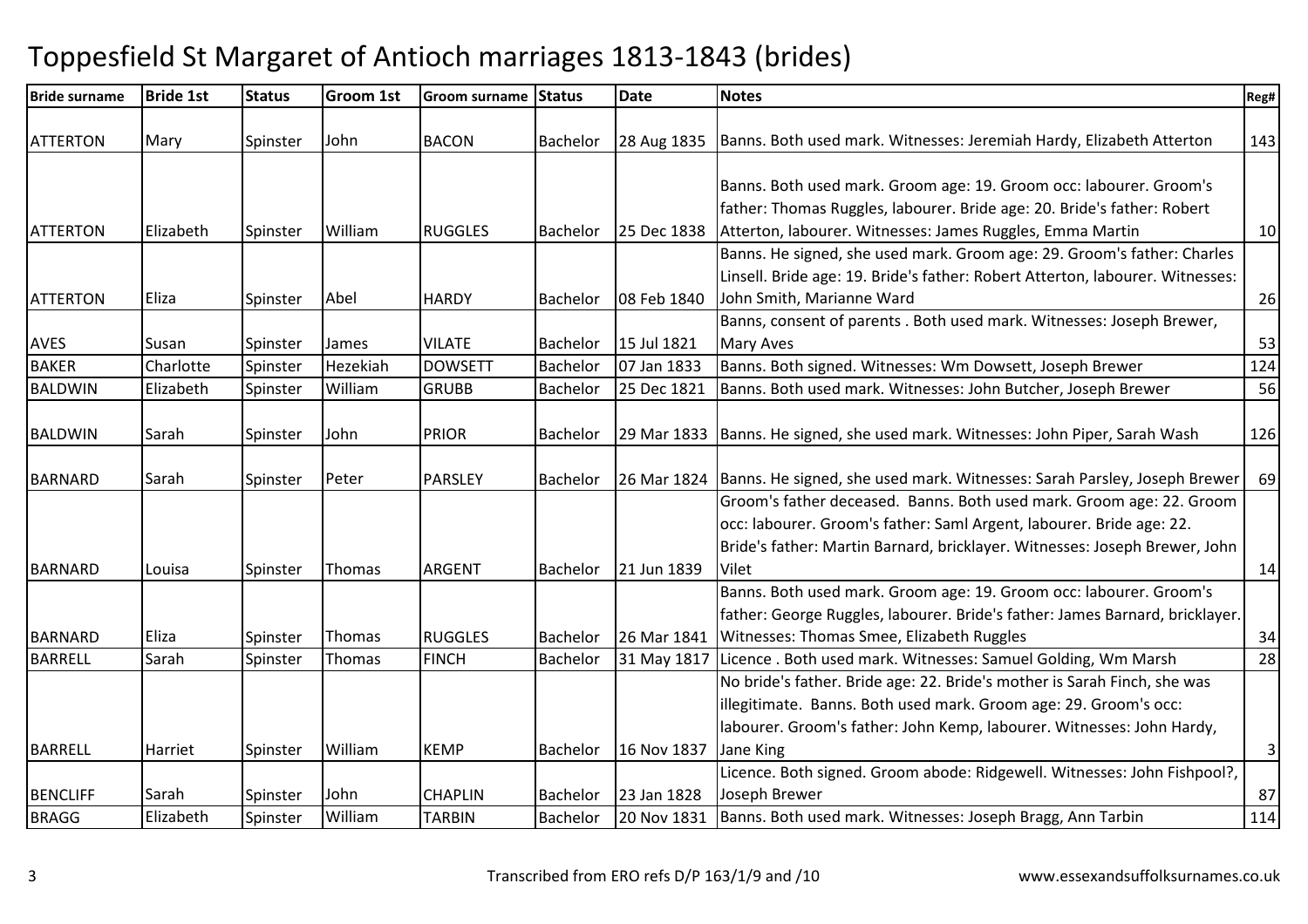# Toppesfield St Margaret of Antioch marriages 1813-1843 (brides)

| Bride surname | Bride 1st | Status | Groom 1st | Groom surname | Status | Date | Notes | Reg# |
|---|---|---|---|---|---|---|---|---|
| ATTERTON | Mary | Spinster | John | BACON | Bachelor | 28 Aug 1835 | Banns. Both used mark. Witnesses: Jeremiah Hardy, Elizabeth Atterton | 143 |
| ATTERTON | Elizabeth | Spinster | William | RUGGLES | Bachelor | 25 Dec 1838 | Banns. Both used mark. Groom age: 19. Groom occ: labourer. Groom's father: Thomas Ruggles, labourer. Bride age: 20. Bride's father: Robert Atterton, labourer. Witnesses: James Ruggles, Emma Martin | 10 |
| ATTERTON | Eliza | Spinster | Abel | HARDY | Bachelor | 08 Feb 1840 | Banns. He signed, she used mark. Groom age: 29. Groom's father: Charles Linsell. Bride age: 19. Bride's father: Robert Atterton, labourer. Witnesses: John Smith, Marianne Ward | 26 |
| AVES | Susan | Spinster | James | VILATE | Bachelor | 15 Jul 1821 | Banns, consent of parents . Both used mark. Witnesses: Joseph Brewer, Mary Aves | 53 |
| BAKER | Charlotte | Spinster | Hezekiah | DOWSETT | Bachelor | 07 Jan 1833 | Banns. Both signed. Witnesses: Wm Dowsett, Joseph Brewer | 124 |
| BALDWIN | Elizabeth | Spinster | William | GRUBB | Bachelor | 25 Dec 1821 | Banns. Both used mark. Witnesses: John Butcher, Joseph Brewer | 56 |
| BALDWIN | Sarah | Spinster | John | PRIOR | Bachelor | 29 Mar 1833 | Banns. He signed, she used mark. Witnesses: John Piper, Sarah Wash | 126 |
| BARNARD | Sarah | Spinster | Peter | PARSLEY | Bachelor | 26 Mar 1824 | Banns. He signed, she used mark. Witnesses: Sarah Parsley, Joseph Brewer | 69 |
| BARNARD | Louisa | Spinster | Thomas | ARGENT | Bachelor | 21 Jun 1839 | Groom's father deceased. Banns. Both used mark. Groom age: 22. Groom occ: labourer. Groom's father: Saml Argent, labourer. Bride age: 22. Bride's father: Martin Barnard, bricklayer. Witnesses: Joseph Brewer, John Vilet | 14 |
| BARNARD | Eliza | Spinster | Thomas | RUGGLES | Bachelor | 26 Mar 1841 | Banns. Both used mark. Groom age: 19. Groom occ: labourer. Groom's father: George Ruggles, labourer. Bride's father: James Barnard, bricklayer. Witnesses: Thomas Smee, Elizabeth Ruggles | 34 |
| BARRELL | Sarah | Spinster | Thomas | FINCH | Bachelor | 31 May 1817 | Licence . Both used mark. Witnesses: Samuel Golding, Wm Marsh | 28 |
| BARRELL | Harriet | Spinster | William | KEMP | Bachelor | 16 Nov 1837 | No bride's father. Bride age: 22. Bride's mother is Sarah Finch, she was illegitimate. Banns. Both used mark. Groom age: 29. Groom's occ: labourer. Groom's father: John Kemp, labourer. Witnesses: John Hardy, Jane King | 3 |
| BENCLIFF | Sarah | Spinster | John | CHAPLIN | Bachelor | 23 Jan 1828 | Licence. Both signed. Groom abode: Ridgewell. Witnesses: John Fishpool?, Joseph Brewer | 87 |
| BRAGG | Elizabeth | Spinster | William | TARBIN | Bachelor | 20 Nov 1831 | Banns. Both used mark. Witnesses: Joseph Bragg, Ann Tarbin | 114 |

Transcribed from ERO refs D/P 163/1/9 and /10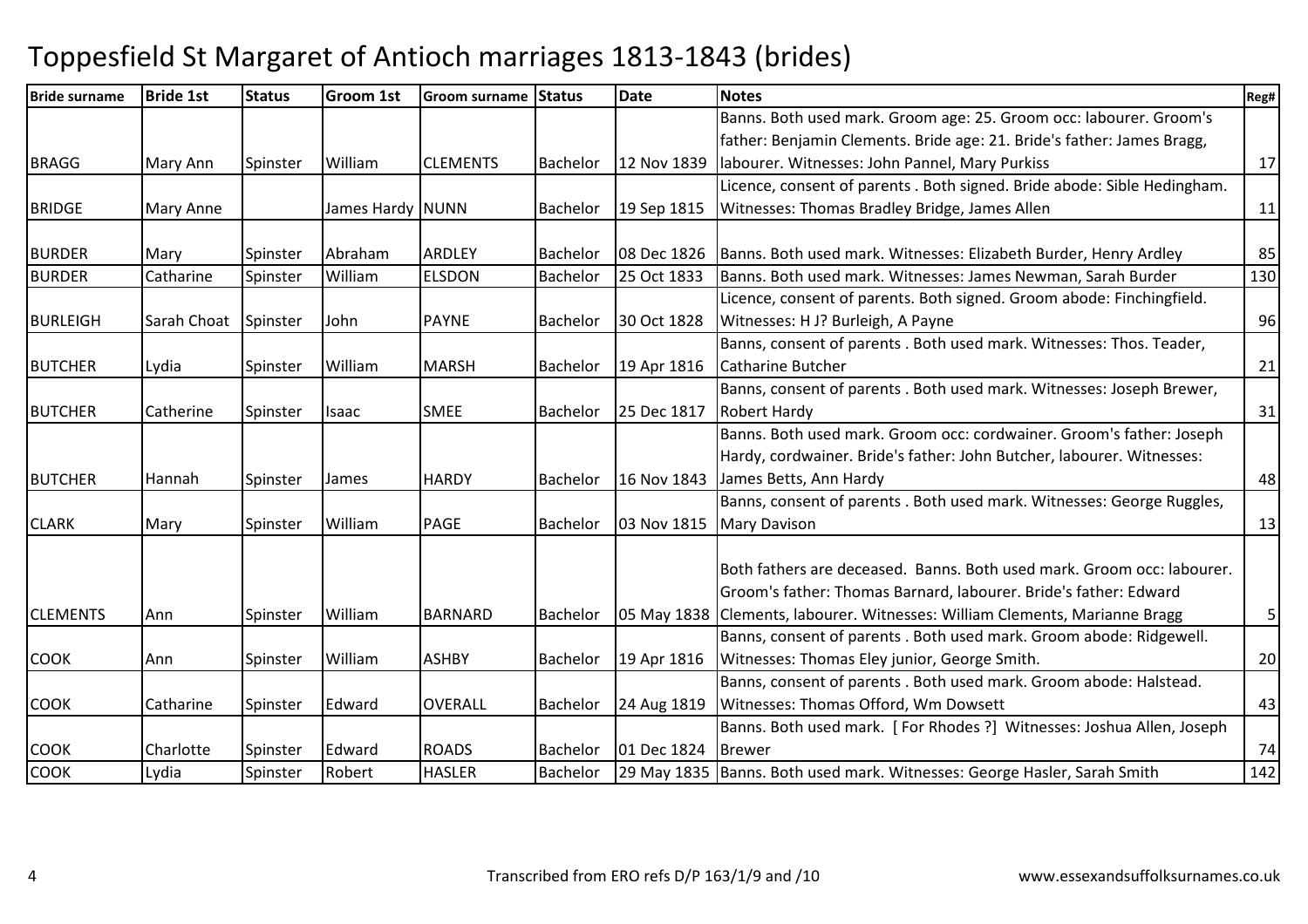# Toppesfield St Margaret of Antioch marriages 1813-1843 (brides)

| Bride surname | Bride 1st | Status | Groom 1st | Groom surname | Status | Date | Notes | Reg# |
|---|---|---|---|---|---|---|---|---|
| BRAGG | Mary Ann | Spinster | William | CLEMENTS | Bachelor | 12 Nov 1839 | Banns. Both used mark. Groom age: 25. Groom occ: labourer. Groom's father: Benjamin Clements. Bride age: 21. Bride's father: James Bragg, labourer. Witnesses: John Pannel, Mary Purkiss | 17 |
| BRIDGE | Mary Anne | | James Hardy | NUNN | Bachelor | 19 Sep 1815 | Licence, consent of parents . Both signed. Bride abode: Sible Hedingham. Witnesses: Thomas Bradley Bridge, James Allen | 11 |
| BURDER | Mary | Spinster | Abraham | ARDLEY | Bachelor | 08 Dec 1826 | Banns. Both used mark. Witnesses: Elizabeth Burder, Henry Ardley | 85 |
| BURDER | Catharine | Spinster | William | ELSDON | Bachelor | 25 Oct 1833 | Banns. Both used mark. Witnesses: James Newman, Sarah Burder | 130 |
| BURLEIGH | Sarah Choat | Spinster | John | PAYNE | Bachelor | 30 Oct 1828 | Licence, consent of parents. Both signed. Groom abode: Finchingfield. Witnesses: H J? Burleigh, A Payne | 96 |
| BUTCHER | Lydia | Spinster | William | MARSH | Bachelor | 19 Apr 1816 | Banns, consent of parents . Both used mark. Witnesses: Thos. Teader, Catharine Butcher | 21 |
| BUTCHER | Catherine | Spinster | Isaac | SMEE | Bachelor | 25 Dec 1817 | Banns, consent of parents . Both used mark. Witnesses: Joseph Brewer, Robert Hardy | 31 |
| BUTCHER | Hannah | Spinster | James | HARDY | Bachelor | 16 Nov 1843 | Banns. Both used mark. Groom occ: cordwainer. Groom's father: Joseph Hardy, cordwainer. Bride's father: John Butcher, labourer. Witnesses: James Betts, Ann Hardy | 48 |
| CLARK | Mary | Spinster | William | PAGE | Bachelor | 03 Nov 1815 | Banns, consent of parents . Both used mark. Witnesses: George Ruggles, Mary Davison | 13 |
| CLEMENTS | Ann | Spinster | William | BARNARD | Bachelor | 05 May 1838 | Both fathers are deceased. Banns. Both used mark. Groom occ: labourer. Groom's father: Thomas Barnard, labourer. Bride's father: Edward Clements, labourer. Witnesses: William Clements, Marianne Bragg | 5 |
| COOK | Ann | Spinster | William | ASHBY | Bachelor | 19 Apr 1816 | Banns, consent of parents . Both used mark. Groom abode: Ridgewell. Witnesses: Thomas Eley junior, George Smith. | 20 |
| COOK | Catharine | Spinster | Edward | OVERALL | Bachelor | 24 Aug 1819 | Banns, consent of parents . Both used mark. Groom abode: Halstead. Witnesses: Thomas Offord, Wm Dowsett | 43 |
| COOK | Charlotte | Spinster | Edward | ROADS | Bachelor | 01 Dec 1824 | Banns. Both used mark. [ For Rhodes ?] Witnesses: Joshua Allen, Joseph Brewer | 74 |
| COOK | Lydia | Spinster | Robert | HASLER | Bachelor | 29 May 1835 | Banns. Both used mark. Witnesses: George Hasler, Sarah Smith | 142 |

Transcribed from ERO refs D/P 163/1/9 and /10

www.essexandsuffolksurnames.co.uk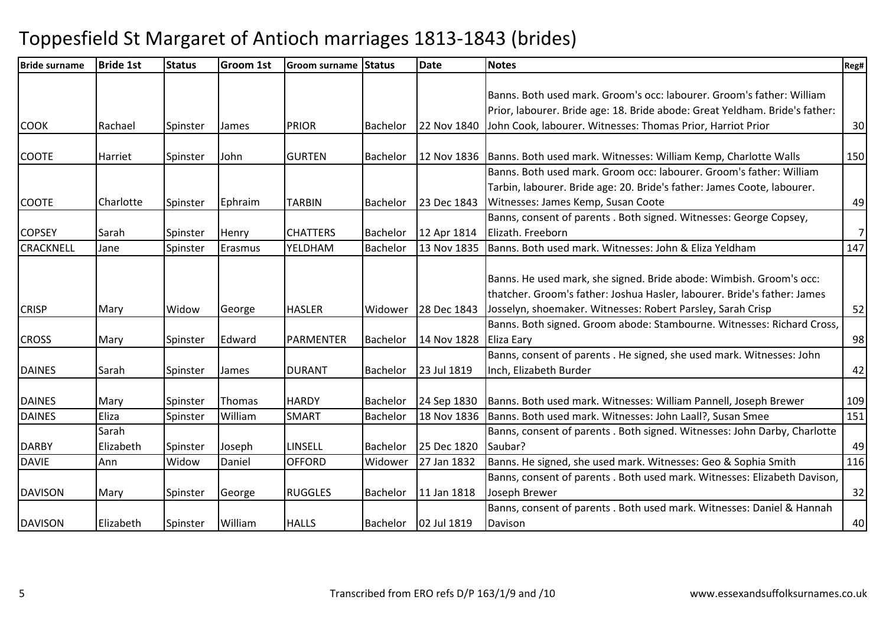# Toppesfield St Margaret of Antioch marriages 1813-1843 (brides)

| Bride surname | Bride 1st | Status | Groom 1st | Groom surname | Status | Date | Notes | Reg# |
|---|---|---|---|---|---|---|---|---|
| COOK | Rachael | Spinster | James | PRIOR | Bachelor | 22 Nov 1840 | Banns. Both used mark. Groom's occ: labourer. Groom's father: William Prior, labourer. Bride age: 18. Bride abode: Great Yeldham. Bride's father: John Cook, labourer. Witnesses: Thomas Prior, Harriot Prior | 30 |
| COOTE | Harriet | Spinster | John | GURTEN | Bachelor | 12 Nov 1836 | Banns. Both used mark. Witnesses: William Kemp, Charlotte Walls | 150 |
| COOTE | Charlotte | Spinster | Ephraim | TARBIN | Bachelor | 23 Dec 1843 | Banns. Both used mark. Groom occ: labourer. Groom's father: William Tarbin, labourer. Bride age: 20. Bride's father: James Coote, labourer. Witnesses: James Kemp, Susan Coote | 49 |
| COPSEY | Sarah | Spinster | Henry | CHATTERS | Bachelor | 12 Apr 1814 | Banns, consent of parents . Both signed. Witnesses: George Copsey, Elizath. Freeborn | 7 |
| CRACKNELL | Jane | Spinster | Erasmus | YELDHAM | Bachelor | 13 Nov 1835 | Banns. Both used mark. Witnesses: John & Eliza Yeldham | 147 |
| CRISP | Mary | Widow | George | HASLER | Widower | 28 Dec 1843 | Banns. He used mark, she signed. Bride abode: Wimbish. Groom's occ: thatcher. Groom's father: Joshua Hasler, labourer. Bride's father: James Josselyn, shoemaker. Witnesses: Robert Parsley, Sarah Crisp | 52 |
| CROSS | Mary | Spinster | Edward | PARMENTER | Bachelor | 14 Nov 1828 | Banns. Both signed. Groom abode: Stambourne. Witnesses: Richard Cross, Eliza Eary | 98 |
| DAINES | Sarah | Spinster | James | DURANT | Bachelor | 23 Jul 1819 | Banns, consent of parents . He signed, she used mark. Witnesses: John Inch, Elizabeth Burder | 42 |
| DAINES | Mary | Spinster | Thomas | HARDY | Bachelor | 24 Sep 1830 | Banns. Both used mark. Witnesses: William Pannell, Joseph Brewer | 109 |
| DAINES | Eliza | Spinster | William | SMART | Bachelor | 18 Nov 1836 | Banns. Both used mark. Witnesses: John Laall?, Susan Smee | 151 |
| DARBY | Sarah Elizabeth | Spinster | Joseph | LINSELL | Bachelor | 25 Dec 1820 | Banns, consent of parents . Both signed. Witnesses: John Darby, Charlotte Saubar? | 49 |
| DAVIE | Ann | Widow | Daniel | OFFORD | Widower | 27 Jan 1832 | Banns. He signed, she used mark. Witnesses: Geo & Sophia Smith | 116 |
| DAVISON | Mary | Spinster | George | RUGGLES | Bachelor | 11 Jan 1818 | Banns, consent of parents . Both used mark. Witnesses: Elizabeth Davison, Joseph Brewer | 32 |
| DAVISON | Elizabeth | Spinster | William | HALLS | Bachelor | 02 Jul 1819 | Banns, consent of parents . Both used mark. Witnesses: Daniel & Hannah Davison | 40 |

Transcribed from ERO refs D/P 163/1/9 and /10

www.essexandsuffolksurnames.co.uk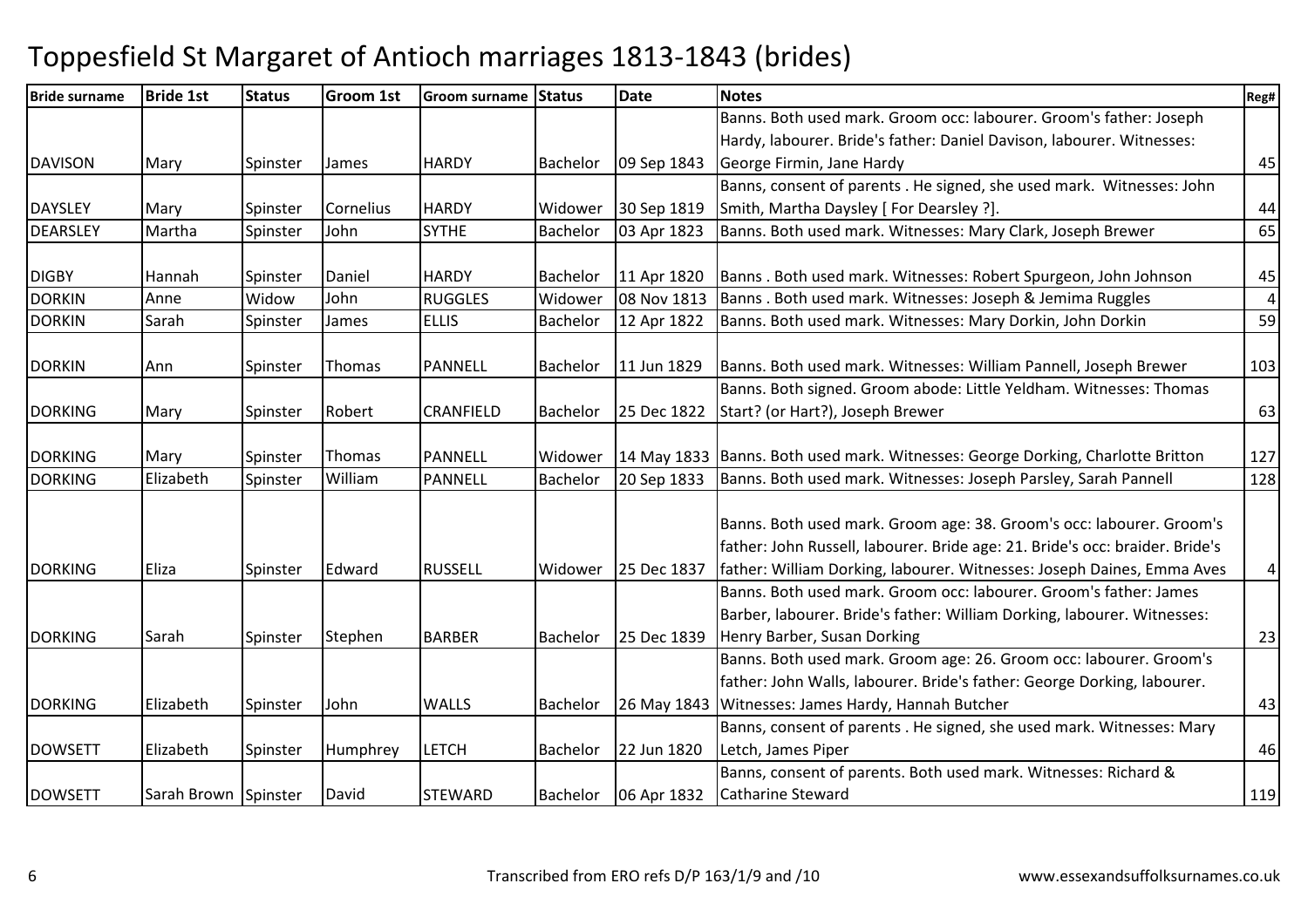# Toppesfield St Margaret of Antioch marriages 1813-1843 (brides)

| Bride surname | Bride 1st | Status | Groom 1st | Groom surname | Status | Date | Notes | Reg# |
|---|---|---|---|---|---|---|---|---|
| DAVISON | Mary | Spinster | James | HARDY | Bachelor | 09 Sep 1843 | Banns. Both used mark. Groom occ: labourer. Groom's father: Joseph Hardy, labourer. Bride's father: Daniel Davison, labourer. Witnesses: George Firmin, Jane Hardy | 45 |
| DAYSLEY | Mary | Spinster | Cornelius | HARDY | Widower | 30 Sep 1819 | Banns, consent of parents . He signed, she used mark. Witnesses: John Smith, Martha Daysley [ For Dearsley ?]. | 44 |
| DEARSLEY | Martha | Spinster | John | SYTHE | Bachelor | 03 Apr 1823 | Banns. Both used mark. Witnesses: Mary Clark, Joseph Brewer | 65 |
| DIGBY | Hannah | Spinster | Daniel | HARDY | Bachelor | 11 Apr 1820 | Banns . Both used mark. Witnesses: Robert Spurgeon, John Johnson | 45 |
| DORKIN | Anne | Widow | John | RUGGLES | Widower | 08 Nov 1813 | Banns . Both used mark. Witnesses: Joseph & Jemima Ruggles | 4 |
| DORKIN | Sarah | Spinster | James | ELLIS | Bachelor | 12 Apr 1822 | Banns. Both used mark. Witnesses: Mary Dorkin, John Dorkin | 59 |
| DORKIN | Ann | Spinster | Thomas | PANNELL | Bachelor | 11 Jun 1829 | Banns. Both used mark. Witnesses: William Pannell, Joseph Brewer | 103 |
| DORKING | Mary | Spinster | Robert | CRANFIELD | Bachelor | 25 Dec 1822 | Banns. Both signed. Groom abode: Little Yeldham. Witnesses: Thomas Start? (or Hart?), Joseph Brewer | 63 |
| DORKING | Mary | Spinster | Thomas | PANNELL | Widower | 14 May 1833 | Banns. Both used mark. Witnesses: George Dorking, Charlotte Britton | 127 |
| DORKING | Elizabeth | Spinster | William | PANNELL | Bachelor | 20 Sep 1833 | Banns. Both used mark. Witnesses: Joseph Parsley, Sarah Pannell | 128 |
| DORKING | Eliza | Spinster | Edward | RUSSELL | Widower | 25 Dec 1837 | Banns. Both used mark. Groom age: 38. Groom's occ: labourer. Groom's father: John Russell, labourer. Bride age: 21. Bride's occ: braider. Bride's father: William Dorking, labourer. Witnesses: Joseph Daines, Emma Aves | 4 |
| DORKING | Sarah | Spinster | Stephen | BARBER | Bachelor | 25 Dec 1839 | Banns. Both used mark. Groom occ: labourer. Groom's father: James Barber, labourer. Bride's father: William Dorking, labourer. Witnesses: Henry Barber, Susan Dorking | 23 |
| DORKING | Elizabeth | Spinster | John | WALLS | Bachelor | 26 May 1843 | Banns. Both used mark. Groom age: 26. Groom occ: labourer. Groom's father: John Walls, labourer. Bride's father: George Dorking, labourer. Witnesses: James Hardy, Hannah Butcher | 43 |
| DOWSETT | Elizabeth | Spinster | Humphrey | LETCH | Bachelor | 22 Jun 1820 | Banns, consent of parents . He signed, she used mark. Witnesses: Mary Letch, James Piper | 46 |
| DOWSETT | Sarah Brown | Spinster | David | STEWARD | Bachelor | 06 Apr 1832 | Banns, consent of parents. Both used mark. Witnesses: Richard & Catharine Steward | 119 |

Transcribed from ERO refs D/P 163/1/9 and /10

www.essexandsuffolksurnames.co.uk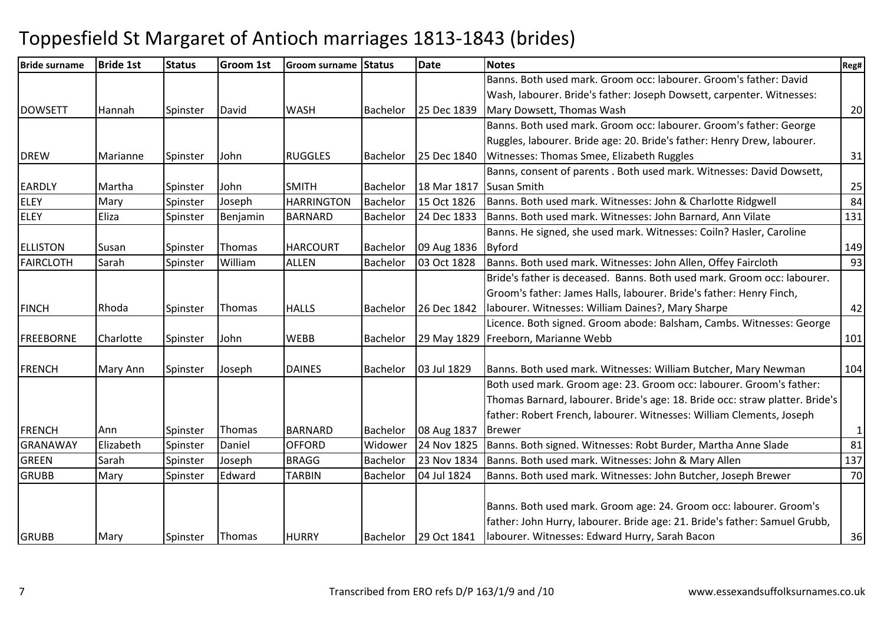# Toppesfield St Margaret of Antioch marriages 1813-1843 (brides)

| Bride surname | Bride 1st | Status | Groom 1st | Groom surname | Status | Date | Notes | Reg# |
|---|---|---|---|---|---|---|---|---|
| DOWSETT | Hannah | Spinster | David | WASH | Bachelor | 25 Dec 1839 | Banns. Both used mark. Groom occ: labourer. Groom's father: David Wash, labourer. Bride's father: Joseph Dowsett, carpenter. Witnesses: Mary Dowsett, Thomas Wash | 20 |
| DREW | Marianne | Spinster | John | RUGGLES | Bachelor | 25 Dec 1840 | Banns. Both used mark. Groom occ: labourer. Groom's father: George Ruggles, labourer. Bride age: 20. Bride's father: Henry Drew, labourer. Witnesses: Thomas Smee, Elizabeth Ruggles | 31 |
| EARDLY | Martha | Spinster | John | SMITH | Bachelor | 18 Mar 1817 | Banns, consent of parents . Both used mark. Witnesses: David Dowsett, Susan Smith | 25 |
| ELEY | Mary | Spinster | Joseph | HARRINGTON | Bachelor | 15 Oct 1826 | Banns. Both used mark. Witnesses: John & Charlotte Ridgwell | 84 |
| ELEY | Eliza | Spinster | Benjamin | BARNARD | Bachelor | 24 Dec 1833 | Banns. Both used mark. Witnesses: John Barnard, Ann Vilate | 131 |
| ELLISTON | Susan | Spinster | Thomas | HARCOURT | Bachelor | 09 Aug 1836 | Banns. He signed, she used mark. Witnesses: Coiln? Hasler, Caroline Byford | 149 |
| FAIRCLOTH | Sarah | Spinster | William | ALLEN | Bachelor | 03 Oct 1828 | Banns. Both used mark. Witnesses: John Allen, Offey Faircloth | 93 |
| FINCH | Rhoda | Spinster | Thomas | HALLS | Bachelor | 26 Dec 1842 | Bride's father is deceased. Banns. Both used mark. Groom occ: labourer. Groom's father: James Halls, labourer. Bride's father: Henry Finch, labourer. Witnesses: William Daines?, Mary Sharpe | 42 |
| FREEBORNE | Charlotte | Spinster | John | WEBB | Bachelor | 29 May 1829 | Licence. Both signed. Groom abode: Balsham, Cambs. Witnesses: George Freeborn, Marianne Webb | 101 |
| FRENCH | Mary Ann | Spinster | Joseph | DAINES | Bachelor | 03 Jul 1829 | Banns. Both used mark. Witnesses: William Butcher, Mary Newman | 104 |
| FRENCH | Ann | Spinster | Thomas | BARNARD | Bachelor | 08 Aug 1837 | Both used mark. Groom age: 23. Groom occ: labourer. Groom's father: Thomas Barnard, labourer. Bride's age: 18. Bride occ: straw platter. Bride's father: Robert French, labourer. Witnesses: William Clements, Joseph Brewer | 1 |
| GRANAWAY | Elizabeth | Spinster | Daniel | OFFORD | Widower | 24 Nov 1825 | Banns. Both signed. Witnesses: Robt Burder, Martha Anne Slade | 81 |
| GREEN | Sarah | Spinster | Joseph | BRAGG | Bachelor | 23 Nov 1834 | Banns. Both used mark. Witnesses: John & Mary Allen | 137 |
| GRUBB | Mary | Spinster | Edward | TARBIN | Bachelor | 04 Jul 1824 | Banns. Both used mark. Witnesses: John Butcher, Joseph Brewer | 70 |
| GRUBB | Mary | Spinster | Thomas | HURRY | Bachelor | 29 Oct 1841 | Banns. Both used mark. Groom age: 24. Groom occ: labourer. Groom's father: John Hurry, labourer. Bride age: 21. Bride's father: Samuel Grubb, labourer. Witnesses: Edward Hurry, Sarah Bacon | 36 |

Transcribed from ERO refs D/P 163/1/9 and /10

www.essexandsuffolksurnames.co.uk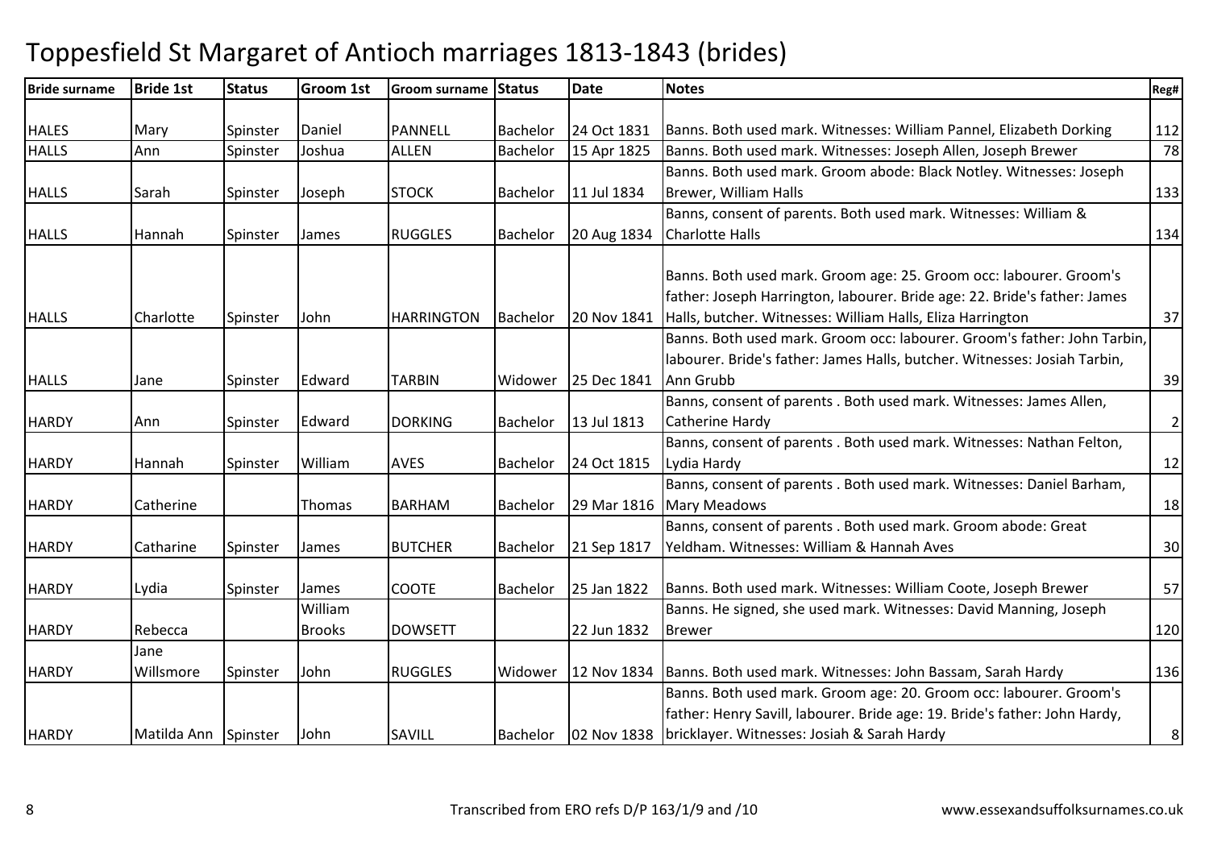# Toppesfield St Margaret of Antioch marriages 1813-1843 (brides)

| Bride surname | Bride 1st | Status | Groom 1st | Groom surname | Status | Date | Notes | Reg# |
|---|---|---|---|---|---|---|---|---|
| HALES | Mary | Spinster | Daniel | PANNELL | Bachelor | 24 Oct 1831 | Banns. Both used mark. Witnesses: William Pannel, Elizabeth Dorking | 112 |
| HALLS | Ann | Spinster | Joshua | ALLEN | Bachelor | 15 Apr 1825 | Banns. Both used mark. Witnesses: Joseph Allen, Joseph Brewer | 78 |
| HALLS | Sarah | Spinster | Joseph | STOCK | Bachelor | 11 Jul 1834 | Banns. Both used mark. Groom abode: Black Notley. Witnesses: Joseph Brewer, William Halls | 133 |
| HALLS | Hannah | Spinster | James | RUGGLES | Bachelor | 20 Aug 1834 | Banns, consent of parents. Both used mark. Witnesses: William & Charlotte Halls | 134 |
| HALLS | Charlotte | Spinster | John | HARRINGTON | Bachelor | 20 Nov 1841 | Banns. Both used mark. Groom age: 25. Groom occ: labourer. Groom's father: Joseph Harrington, labourer. Bride age: 22. Bride's father: James Halls, butcher. Witnesses: William Halls, Eliza Harrington | 37 |
| HALLS | Jane | Spinster | Edward | TARBIN | Widower | 25 Dec 1841 | Banns. Both used mark. Groom occ: labourer. Groom's father: John Tarbin, labourer. Bride's father: James Halls, butcher. Witnesses: Josiah Tarbin, Ann Grubb | 39 |
| HARDY | Ann | Spinster | Edward | DORKING | Bachelor | 13 Jul 1813 | Banns, consent of parents . Both used mark. Witnesses: James Allen, Catherine Hardy | 2 |
| HARDY | Hannah | Spinster | William | AVES | Bachelor | 24 Oct 1815 | Banns, consent of parents . Both used mark. Witnesses: Nathan Felton, Lydia Hardy | 12 |
| HARDY | Catherine | | Thomas | BARHAM | Bachelor | 29 Mar 1816 | Banns, consent of parents . Both used mark. Witnesses: Daniel Barham, Mary Meadows | 18 |
| HARDY | Catharine | Spinster | James | BUTCHER | Bachelor | 21 Sep 1817 | Banns, consent of parents . Both used mark. Groom abode: Great Yeldham. Witnesses: William & Hannah Aves | 30 |
| HARDY | Lydia | Spinster | James | COOTE | Bachelor | 25 Jan 1822 | Banns. Both used mark. Witnesses: William Coote, Joseph Brewer | 57 |
| HARDY | Rebecca | | William Brooks | DOWSETT | | 22 Jun 1832 | Banns. He signed, she used mark. Witnesses: David Manning, Joseph Brewer | 120 |
| HARDY | Jane Willsmore | Spinster | John | RUGGLES | Widower | 12 Nov 1834 | Banns. Both used mark. Witnesses: John Bassam, Sarah Hardy | 136 |
| HARDY | Matilda Ann | Spinster | John | SAVILL | Bachelor | 02 Nov 1838 | Banns. Both used mark. Groom age: 20. Groom occ: labourer. Groom's father: Henry Savill, labourer. Bride age: 19. Bride's father: John Hardy, bricklayer. Witnesses: Josiah & Sarah Hardy | 8 |

Transcribed from ERO refs D/P 163/1/9 and /10

www.essexandsuffolksurnames.co.uk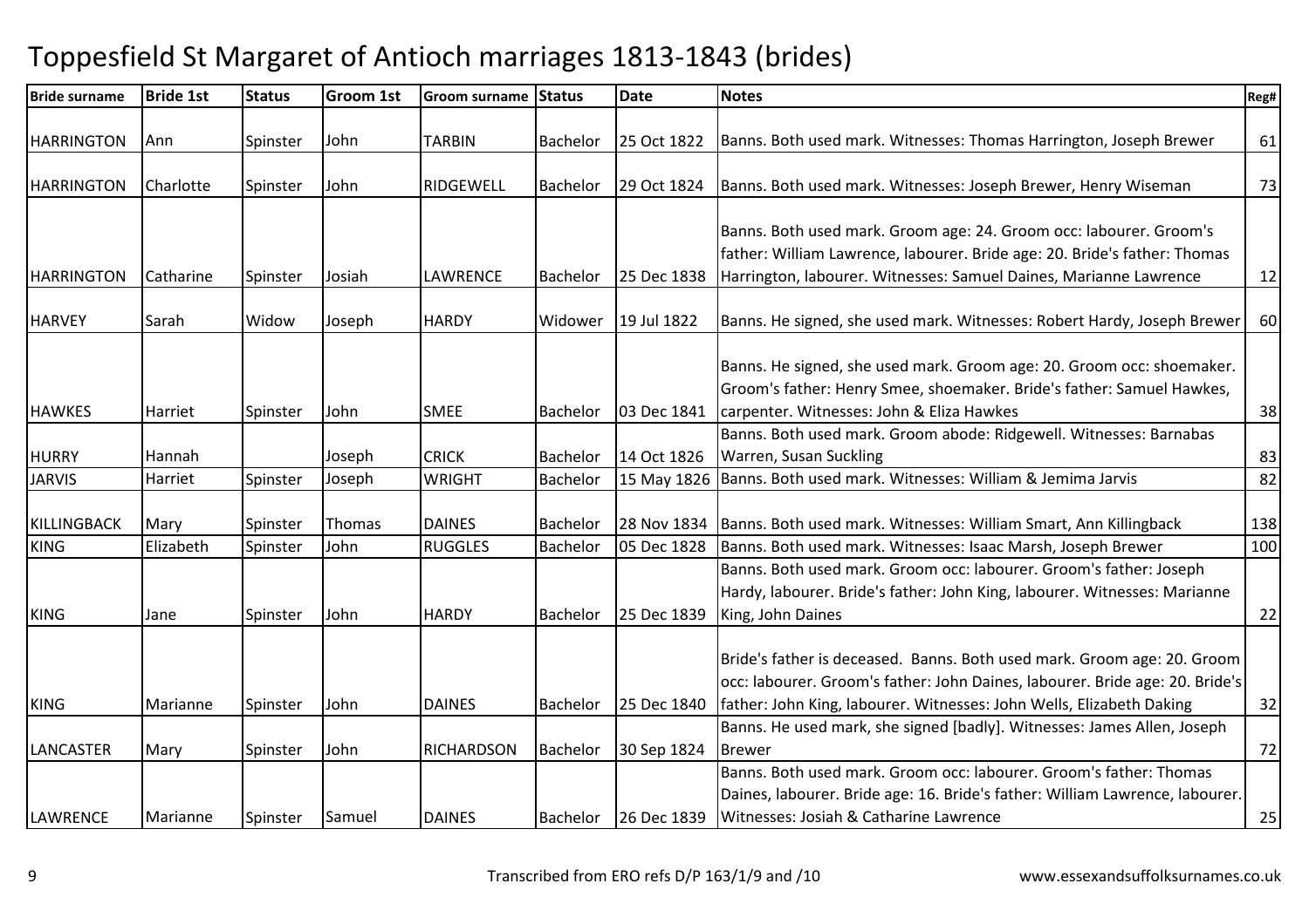# Toppesfield St Margaret of Antioch marriages 1813-1843 (brides)

| Bride surname | Bride 1st | Status | Groom 1st | Groom surname | Status | Date | Notes | Reg# |
|---|---|---|---|---|---|---|---|---|
| HARRINGTON | Ann | Spinster | John | TARBIN | Bachelor | 25 Oct 1822 | Banns. Both used mark. Witnesses: Thomas Harrington, Joseph Brewer | 61 |
| HARRINGTON | Charlotte | Spinster | John | RIDGEWELL | Bachelor | 29 Oct 1824 | Banns. Both used mark. Witnesses: Joseph Brewer, Henry Wiseman | 73 |
| HARRINGTON | Catharine | Spinster | Josiah | LAWRENCE | Bachelor | 25 Dec 1838 | Banns. Both used mark. Groom age: 24. Groom occ: labourer. Groom's father: William Lawrence, labourer. Bride age: 20. Bride's father: Thomas Harrington, labourer. Witnesses: Samuel Daines, Marianne Lawrence | 12 |
| HARVEY | Sarah | Widow | Joseph | HARDY | Widower | 19 Jul 1822 | Banns. He signed, she used mark. Witnesses: Robert Hardy, Joseph Brewer | 60 |
| HAWKES | Harriet | Spinster | John | SMEE | Bachelor | 03 Dec 1841 | Banns. He signed, she used mark. Groom age: 20. Groom occ: shoemaker. Groom's father: Henry Smee, shoemaker. Bride's father: Samuel Hawkes, carpenter. Witnesses: John & Eliza Hawkes | 38 |
| HURRY | Hannah | | Joseph | CRICK | Bachelor | 14 Oct 1826 | Banns. Both used mark. Groom abode: Ridgewell. Witnesses: Barnabas Warren, Susan Suckling | 83 |
| JARVIS | Harriet | Spinster | Joseph | WRIGHT | Bachelor | 15 May 1826 | Banns. Both used mark. Witnesses: William & Jemima Jarvis | 82 |
| KILLINGBACK | Mary | Spinster | Thomas | DAINES | Bachelor | 28 Nov 1834 | Banns. Both used mark. Witnesses: William Smart, Ann Killingback | 138 |
| KING | Elizabeth | Spinster | John | RUGGLES | Bachelor | 05 Dec 1828 | Banns. Both used mark. Witnesses: Isaac Marsh, Joseph Brewer | 100 |
| KING | Jane | Spinster | John | HARDY | Bachelor | 25 Dec 1839 | Banns. Both used mark. Groom occ: labourer. Groom's father: Joseph Hardy, labourer. Bride's father: John King, labourer. Witnesses: Marianne King, John Daines | 22 |
| KING | Marianne | Spinster | John | DAINES | Bachelor | 25 Dec 1840 | Bride's father is deceased. Banns. Both used mark. Groom age: 20. Groom occ: labourer. Groom's father: John Daines, labourer. Bride age: 20. Bride's father: John King, labourer. Witnesses: John Wells, Elizabeth Daking | 32 |
| LANCASTER | Mary | Spinster | John | RICHARDSON | Bachelor | 30 Sep 1824 | Banns. He used mark, she signed [badly]. Witnesses: James Allen, Joseph Brewer | 72 |
| LAWRENCE | Marianne | Spinster | Samuel | DAINES | Bachelor | 26 Dec 1839 | Banns. Both used mark. Groom occ: labourer. Groom's father: Thomas Daines, labourer. Bride age: 16. Bride's father: William Lawrence, labourer. Witnesses: Josiah & Catharine Lawrence | 25 |

Transcribed from ERO refs D/P 163/1/9 and /10

www.essexandsuffolksurnames.co.uk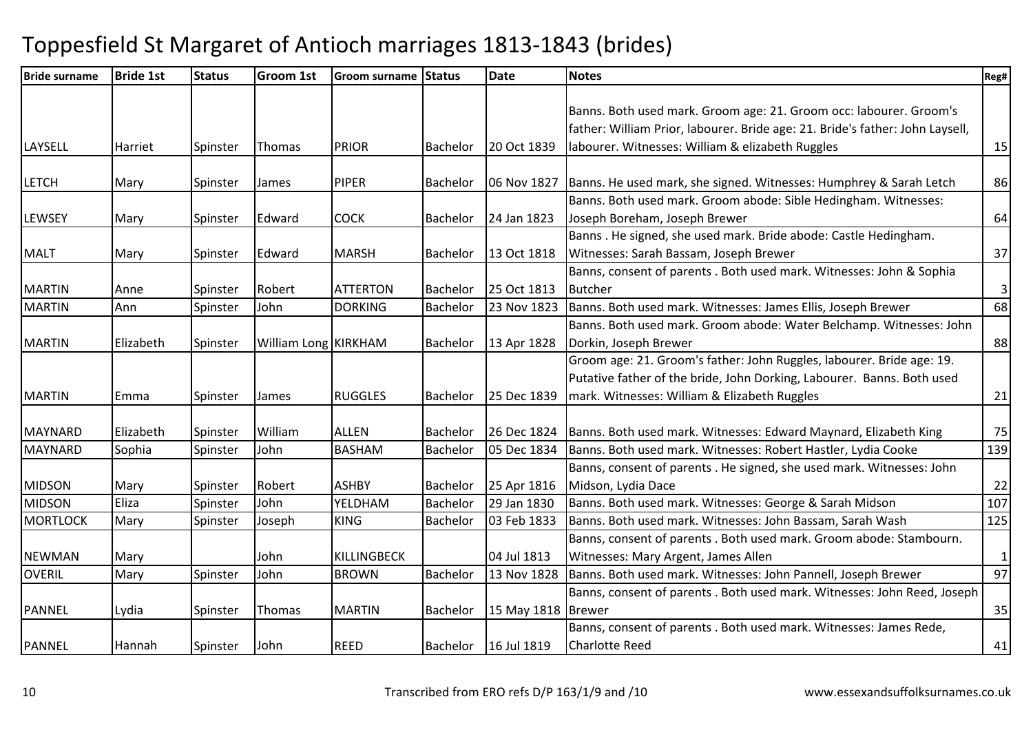# Toppesfield St Margaret of Antioch marriages 1813-1843 (brides)

| Bride surname | Bride 1st | Status | Groom 1st | Groom surname | Status | Date | Notes | Reg# |
|---|---|---|---|---|---|---|---|---|
| LAYSELL | Harriet | Spinster | Thomas | PRIOR | Bachelor | 20 Oct 1839 | Banns. Both used mark. Groom age: 21. Groom occ: labourer. Groom's father: William Prior, labourer. Bride age: 21. Bride's father: John Laysell, labourer. Witnesses: William & elizabeth Ruggles | 15 |
| LETCH | Mary | Spinster | James | PIPER | Bachelor | 06 Nov 1827 | Banns. He used mark, she signed. Witnesses: Humphrey & Sarah Letch | 86 |
| LEWSEY | Mary | Spinster | Edward | COCK | Bachelor | 24 Jan 1823 | Banns. Both used mark. Groom abode: Sible Hedingham. Witnesses: Joseph Boreham, Joseph Brewer | 64 |
| MALT | Mary | Spinster | Edward | MARSH | Bachelor | 13 Oct 1818 | Banns . He signed, she used mark. Bride abode: Castle Hedingham. Witnesses: Sarah Bassam, Joseph Brewer | 37 |
| MARTIN | Anne | Spinster | Robert | ATTERTON | Bachelor | 25 Oct 1813 | Banns, consent of parents . Both used mark. Witnesses: John & Sophia Butcher | 3 |
| MARTIN | Ann | Spinster | John | DORKING | Bachelor | 23 Nov 1823 | Banns. Both used mark. Witnesses: James Ellis, Joseph Brewer | 68 |
| MARTIN | Elizabeth | Spinster | William Long | KIRKHAM | Bachelor | 13 Apr 1828 | Banns. Both used mark. Groom abode: Water Belchamp. Witnesses: John Dorkin, Joseph Brewer | 88 |
| MARTIN | Emma | Spinster | James | RUGGLES | Bachelor | 25 Dec 1839 | Groom age: 21. Groom's father: John Ruggles, labourer. Bride age: 19. Putative father of the bride, John Dorking, Labourer. Banns. Both used mark. Witnesses: William & Elizabeth Ruggles | 21 |
| MAYNARD | Elizabeth | Spinster | William | ALLEN | Bachelor | 26 Dec 1824 | Banns. Both used mark. Witnesses: Edward Maynard, Elizabeth King | 75 |
| MAYNARD | Sophia | Spinster | John | BASHAM | Bachelor | 05 Dec 1834 | Banns. Both used mark. Witnesses: Robert Hastler, Lydia Cooke | 139 |
| MIDSON | Mary | Spinster | Robert | ASHBY | Bachelor | 25 Apr 1816 | Banns, consent of parents . He signed, she used mark. Witnesses: John Midson, Lydia Dace | 22 |
| MIDSON | Eliza | Spinster | John | YELDHAM | Bachelor | 29 Jan 1830 | Banns. Both used mark. Witnesses: George & Sarah Midson | 107 |
| MORTLOCK | Mary | Spinster | Joseph | KING | Bachelor | 03 Feb 1833 | Banns. Both used mark. Witnesses: John Bassam, Sarah Wash | 125 |
| NEWMAN | Mary | | John | KILLINGBECK | | 04 Jul 1813 | Banns, consent of parents . Both used mark. Groom abode: Stambourn. Witnesses: Mary Argent, James Allen | 1 |
| OVERIL | Mary | Spinster | John | BROWN | Bachelor | 13 Nov 1828 | Banns. Both used mark. Witnesses: John Pannell, Joseph Brewer | 97 |
| PANNEL | Lydia | Spinster | Thomas | MARTIN | Bachelor | 15 May 1818 | Banns, consent of parents . Both used mark. Witnesses: John Reed, Joseph Brewer | 35 |
| PANNEL | Hannah | Spinster | John | REED | Bachelor | 16 Jul 1819 | Banns, consent of parents . Both used mark. Witnesses: James Rede, Charlotte Reed | 41 |

Transcribed from ERO refs D/P 163/1/9 and /10 www.essexandsuffolksurnames.co.uk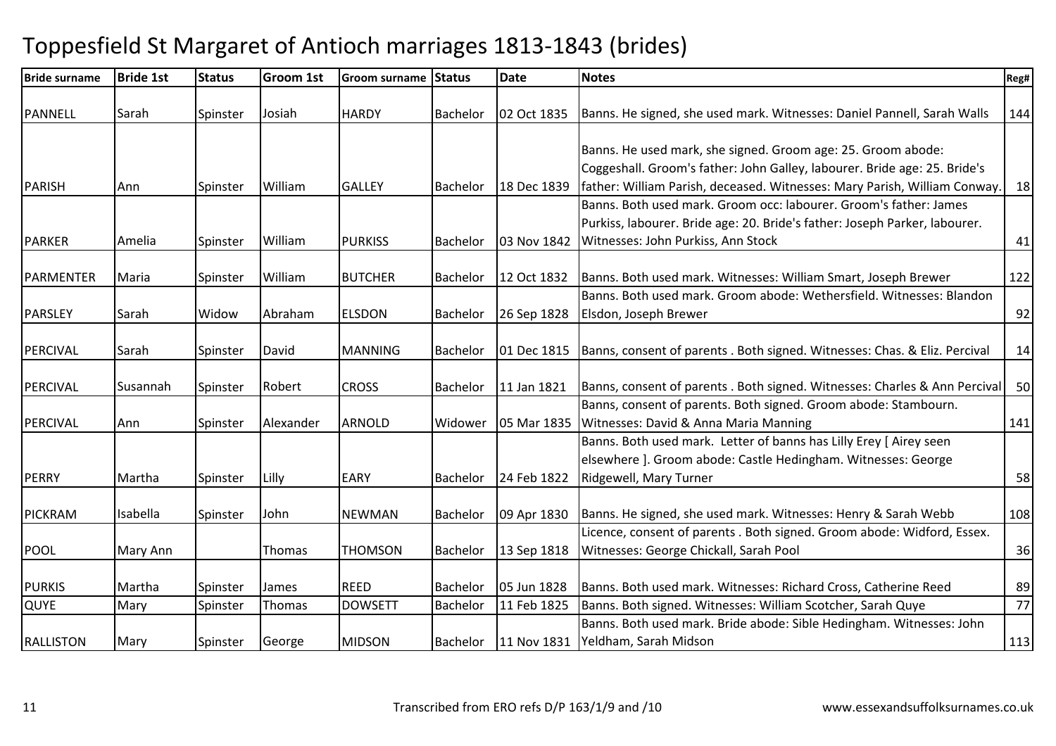# Toppesfield St Margaret of Antioch marriages 1813-1843 (brides)

| Bride surname | Bride 1st | Status | Groom 1st | Groom surname | Status | Date | Notes | Reg# |
|---|---|---|---|---|---|---|---|---|
| PANNELL | Sarah | Spinster | Josiah | HARDY | Bachelor | 02 Oct 1835 | Banns. He signed, she used mark. Witnesses: Daniel Pannell, Sarah Walls | 144 |
| PARISH | Ann | Spinster | William | GALLEY | Bachelor | 18 Dec 1839 | Banns. He used mark, she signed. Groom age: 25. Groom abode: Coggeshall. Groom's father: John Galley, labourer. Bride age: 25. Bride's father: William Parish, deceased. Witnesses: Mary Parish, William Conway. | 18 |
| PARKER | Amelia | Spinster | William | PURKISS | Bachelor | 03 Nov 1842 | Banns. Both used mark. Groom occ: labourer. Groom's father: James Purkiss, labourer. Bride age: 20. Bride's father: Joseph Parker, labourer. Witnesses: John Purkiss, Ann Stock | 41 |
| PARMENTER | Maria | Spinster | William | BUTCHER | Bachelor | 12 Oct 1832 | Banns. Both used mark. Witnesses: William Smart, Joseph Brewer | 122 |
| PARSLEY | Sarah | Widow | Abraham | ELSDON | Bachelor | 26 Sep 1828 | Banns. Both used mark. Groom abode: Wethersfield. Witnesses: Blandon Elsdon, Joseph Brewer | 92 |
| PERCIVAL | Sarah | Spinster | David | MANNING | Bachelor | 01 Dec 1815 | Banns, consent of parents . Both signed. Witnesses: Chas. & Eliz. Percival | 14 |
| PERCIVAL | Susannah | Spinster | Robert | CROSS | Bachelor | 11 Jan 1821 | Banns, consent of parents . Both signed. Witnesses: Charles & Ann Percival | 50 |
| PERCIVAL | Ann | Spinster | Alexander | ARNOLD | Widower | 05 Mar 1835 | Banns, consent of parents. Both signed. Groom abode: Stambourn. Witnesses: David & Anna Maria Manning | 141 |
| PERRY | Martha | Spinster | Lilly | EARY | Bachelor | 24 Feb 1822 | Banns. Both used mark. Letter of banns has Lilly Erey [ Airey seen elsewhere ]. Groom abode: Castle Hedingham. Witnesses: George Ridgewell, Mary Turner | 58 |
| PICKRAM | Isabella | Spinster | John | NEWMAN | Bachelor | 09 Apr 1830 | Banns. He signed, she used mark. Witnesses: Henry & Sarah Webb | 108 |
| POOL | Mary Ann | | Thomas | THOMSON | Bachelor | 13 Sep 1818 | Licence, consent of parents . Both signed. Groom abode: Widford, Essex. Witnesses: George Chickall, Sarah Pool | 36 |
| PURKIS | Martha | Spinster | James | REED | Bachelor | 05 Jun 1828 | Banns. Both used mark. Witnesses: Richard Cross, Catherine Reed | 89 |
| QUYE | Mary | Spinster | Thomas | DOWSETT | Bachelor | 11 Feb 1825 | Banns. Both signed. Witnesses: William Scotcher, Sarah Quye | 77 |
| RALLISTON | Mary | Spinster | George | MIDSON | Bachelor | 11 Nov 1831 | Banns. Both used mark. Bride abode: Sible Hedingham. Witnesses: John Yeldham, Sarah Midson | 113 |

Transcribed from ERO refs D/P 163/1/9 and /10

www.essexandsuffolksurnames.co.uk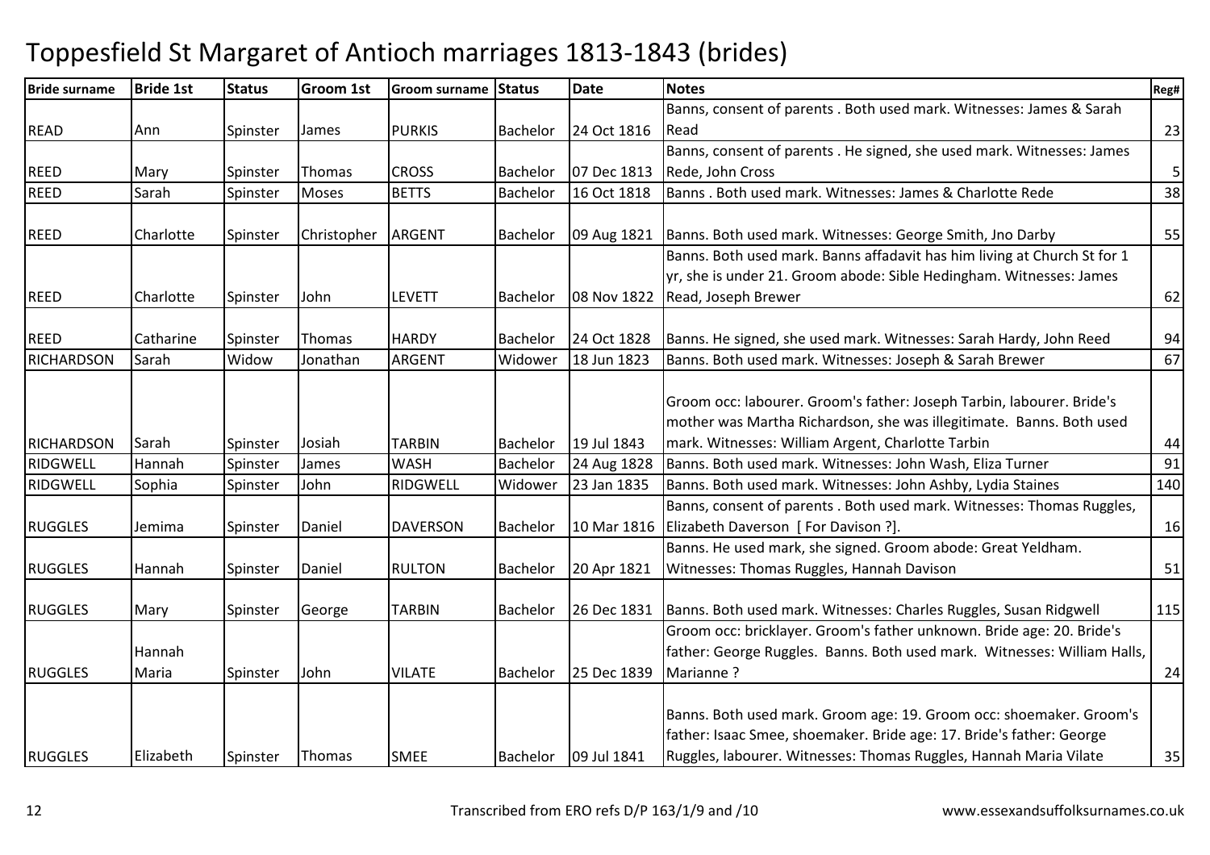# Toppesfield St Margaret of Antioch marriages 1813-1843 (brides)

| Bride surname | Bride 1st | Status | Groom 1st | Groom surname | Status | Date | Notes | Reg# |
|---|---|---|---|---|---|---|---|---|
| READ | Ann | Spinster | James | PURKIS | Bachelor | 24 Oct 1816 | Banns, consent of parents . Both used mark. Witnesses: James & Sarah Read | 23 |
| REED | Mary | Spinster | Thomas | CROSS | Bachelor | 07 Dec 1813 | Banns, consent of parents . He signed, she used mark. Witnesses: James Rede, John Cross | 5 |
| REED | Sarah | Spinster | Moses | BETTS | Bachelor | 16 Oct 1818 | Banns . Both used mark. Witnesses: James & Charlotte Rede | 38 |
| REED | Charlotte | Spinster | Christopher | ARGENT | Bachelor | 09 Aug 1821 | Banns. Both used mark. Witnesses: George Smith, Jno Darby | 55 |
| REED | Charlotte | Spinster | John | LEVETT | Bachelor | 08 Nov 1822 | Banns. Both used mark. Banns affadavit has him living at Church St for 1 yr, she is under 21. Groom abode: Sible Hedingham. Witnesses: James Read, Joseph Brewer | 62 |
| REED | Catharine | Spinster | Thomas | HARDY | Bachelor | 24 Oct 1828 | Banns. He signed, she used mark. Witnesses: Sarah Hardy, John Reed | 94 |
| RICHARDSON | Sarah | Widow | Jonathan | ARGENT | Widower | 18 Jun 1823 | Banns. Both used mark. Witnesses: Joseph & Sarah Brewer | 67 |
| RICHARDSON | Sarah | Spinster | Josiah | TARBIN | Bachelor | 19 Jul 1843 | Groom occ: labourer. Groom's father: Joseph Tarbin, labourer. Bride's mother was Martha Richardson, she was illegitimate. Banns. Both used mark. Witnesses: William Argent, Charlotte Tarbin | 44 |
| RIDGWELL | Hannah | Spinster | James | WASH | Bachelor | 24 Aug 1828 | Banns. Both used mark. Witnesses: John Wash, Eliza Turner | 91 |
| RIDGWELL | Sophia | Spinster | John | RIDGWELL | Widower | 23 Jan 1835 | Banns. Both used mark. Witnesses: John Ashby, Lydia Staines | 140 |
| RUGGLES | Jemima | Spinster | Daniel | DAVERSON | Bachelor | 10 Mar 1816 | Banns, consent of parents . Both used mark. Witnesses: Thomas Ruggles, Elizabeth Daverson [ For Davison ?]. | 16 |
| RUGGLES | Hannah | Spinster | Daniel | RULTON | Bachelor | 20 Apr 1821 | Banns. He used mark, she signed. Groom abode: Great Yeldham. Witnesses: Thomas Ruggles, Hannah Davison | 51 |
| RUGGLES | Mary | Spinster | George | TARBIN | Bachelor | 26 Dec 1831 | Banns. Both used mark. Witnesses: Charles Ruggles, Susan Ridgwell | 115 |
| RUGGLES | Hannah Maria | Spinster | John | VILATE | Bachelor | 25 Dec 1839 | Groom occ: bricklayer. Groom's father unknown. Bride age: 20. Bride's father: George Ruggles. Banns. Both used mark. Witnesses: William Halls, Marianne ? | 24 |
| RUGGLES | Elizabeth | Spinster | Thomas | SMEE | Bachelor | 09 Jul 1841 | Banns. Both used mark. Groom age: 19. Groom occ: shoemaker. Groom's father: Isaac Smee, shoemaker. Bride age: 17. Bride's father: George Ruggles, labourer. Witnesses: Thomas Ruggles, Hannah Maria Vilate | 35 |

Transcribed from ERO refs D/P 163/1/9 and /10 www.essexandsuffolksurnames.co.uk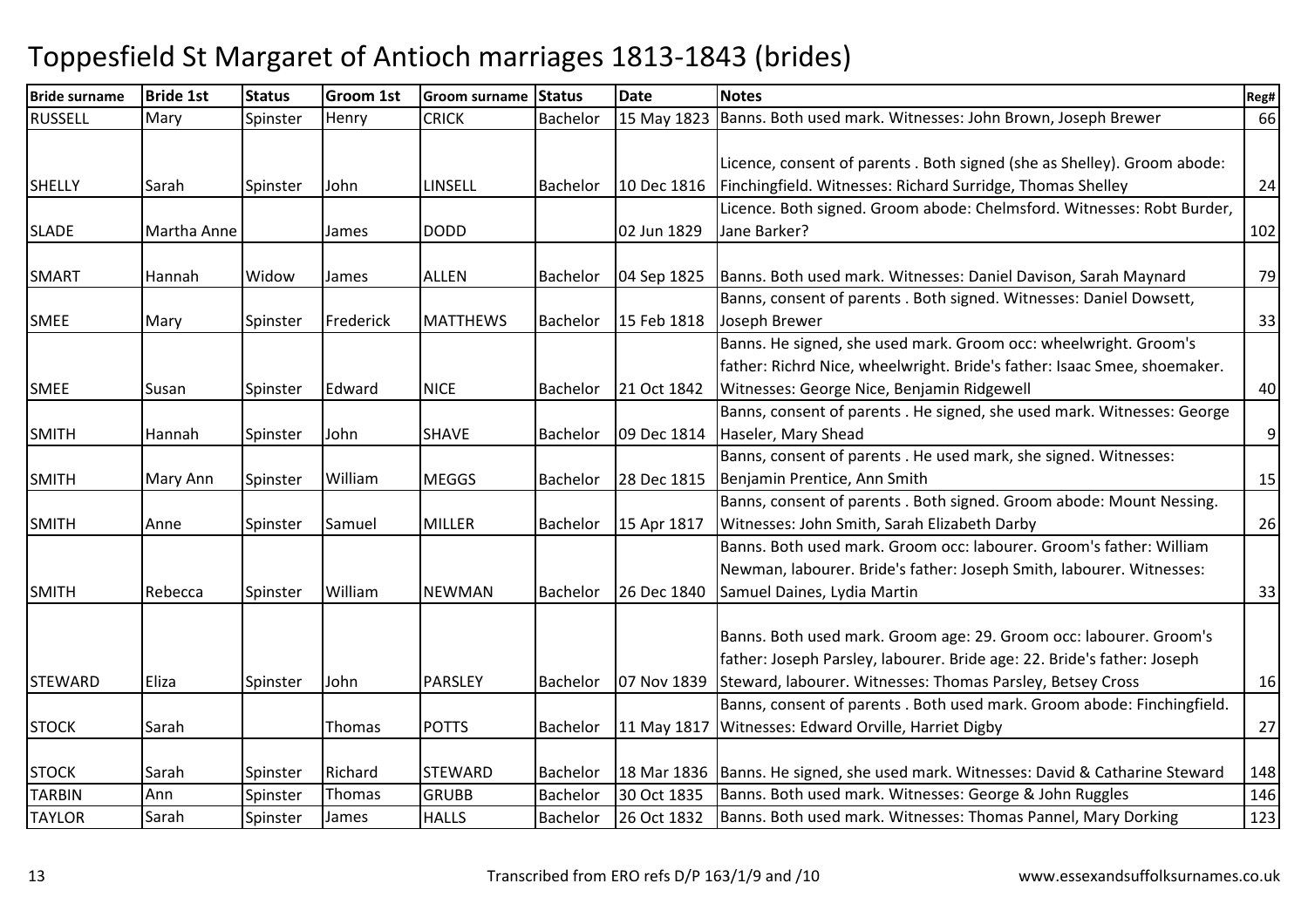# Toppesfield St Margaret of Antioch marriages 1813-1843 (brides)

| Bride surname | Bride 1st | Status | Groom 1st | Groom surname | Status | Date | Notes | Reg# |
|---|---|---|---|---|---|---|---|---|
| RUSSELL | Mary | Spinster | Henry | CRICK | Bachelor | 15 May 1823 | Banns. Both used mark. Witnesses: John Brown, Joseph Brewer | 66 |
| SHELLY | Sarah | Spinster | John | LINSELL | Bachelor | 10 Dec 1816 | Licence, consent of parents . Both signed (she as Shelley). Groom abode: Finchingfield. Witnesses: Richard Surridge, Thomas Shelley | 24 |
| SLADE | Martha Anne | | James | DODD | | 02 Jun 1829 | Licence. Both signed. Groom abode: Chelmsford. Witnesses: Robt Burder, Jane Barker? | 102 |
| SMART | Hannah | Widow | James | ALLEN | Bachelor | 04 Sep 1825 | Banns. Both used mark. Witnesses: Daniel Davison, Sarah Maynard | 79 |
| SMEE | Mary | Spinster | Frederick | MATTHEWS | Bachelor | 15 Feb 1818 | Banns, consent of parents . Both signed. Witnesses: Daniel Dowsett, Joseph Brewer | 33 |
| SMEE | Susan | Spinster | Edward | NICE | Bachelor | 21 Oct 1842 | Banns. He signed, she used mark. Groom occ: wheelwright. Groom's father: Richrd Nice, wheelwright. Bride's father: Isaac Smee, shoemaker. Witnesses: George Nice, Benjamin Ridgewell | 40 |
| SMITH | Hannah | Spinster | John | SHAVE | Bachelor | 09 Dec 1814 | Banns, consent of parents . He signed, she used mark. Witnesses: George Haseler, Mary Shead | 9 |
| SMITH | Mary Ann | Spinster | William | MEGGS | Bachelor | 28 Dec 1815 | Banns, consent of parents . He used mark, she signed. Witnesses: Benjamin Prentice, Ann Smith | 15 |
| SMITH | Anne | Spinster | Samuel | MILLER | Bachelor | 15 Apr 1817 | Banns, consent of parents . Both signed. Groom abode: Mount Nessing. Witnesses: John Smith, Sarah Elizabeth Darby | 26 |
| SMITH | Rebecca | Spinster | William | NEWMAN | Bachelor | 26 Dec 1840 | Banns. Both used mark. Groom occ: labourer. Groom's father: William Newman, labourer. Bride's father: Joseph Smith, labourer. Witnesses: Samuel Daines, Lydia Martin | 33 |
| STEWARD | Eliza | Spinster | John | PARSLEY | Bachelor | 07 Nov 1839 | Banns. Both used mark. Groom age: 29. Groom occ: labourer. Groom's father: Joseph Parsley, labourer. Bride age: 22. Bride's father: Joseph Steward, labourer. Witnesses: Thomas Parsley, Betsey Cross | 16 |
| STOCK | Sarah | | Thomas | POTTS | Bachelor | 11 May 1817 | Banns, consent of parents . Both used mark. Groom abode: Finchingfield. Witnesses: Edward Orville, Harriet Digby | 27 |
| STOCK | Sarah | Spinster | Richard | STEWARD | Bachelor | 18 Mar 1836 | Banns. He signed, she used mark. Witnesses: David & Catharine Steward | 148 |
| TARBIN | Ann | Spinster | Thomas | GRUBB | Bachelor | 30 Oct 1835 | Banns. Both used mark. Witnesses: George & John Ruggles | 146 |
| TAYLOR | Sarah | Spinster | James | HALLS | Bachelor | 26 Oct 1832 | Banns. Both used mark. Witnesses: Thomas Pannel, Mary Dorking | 123 |

Transcribed from ERO refs D/P 163/1/9 and /10

www.essexandsuffolksurnames.co.uk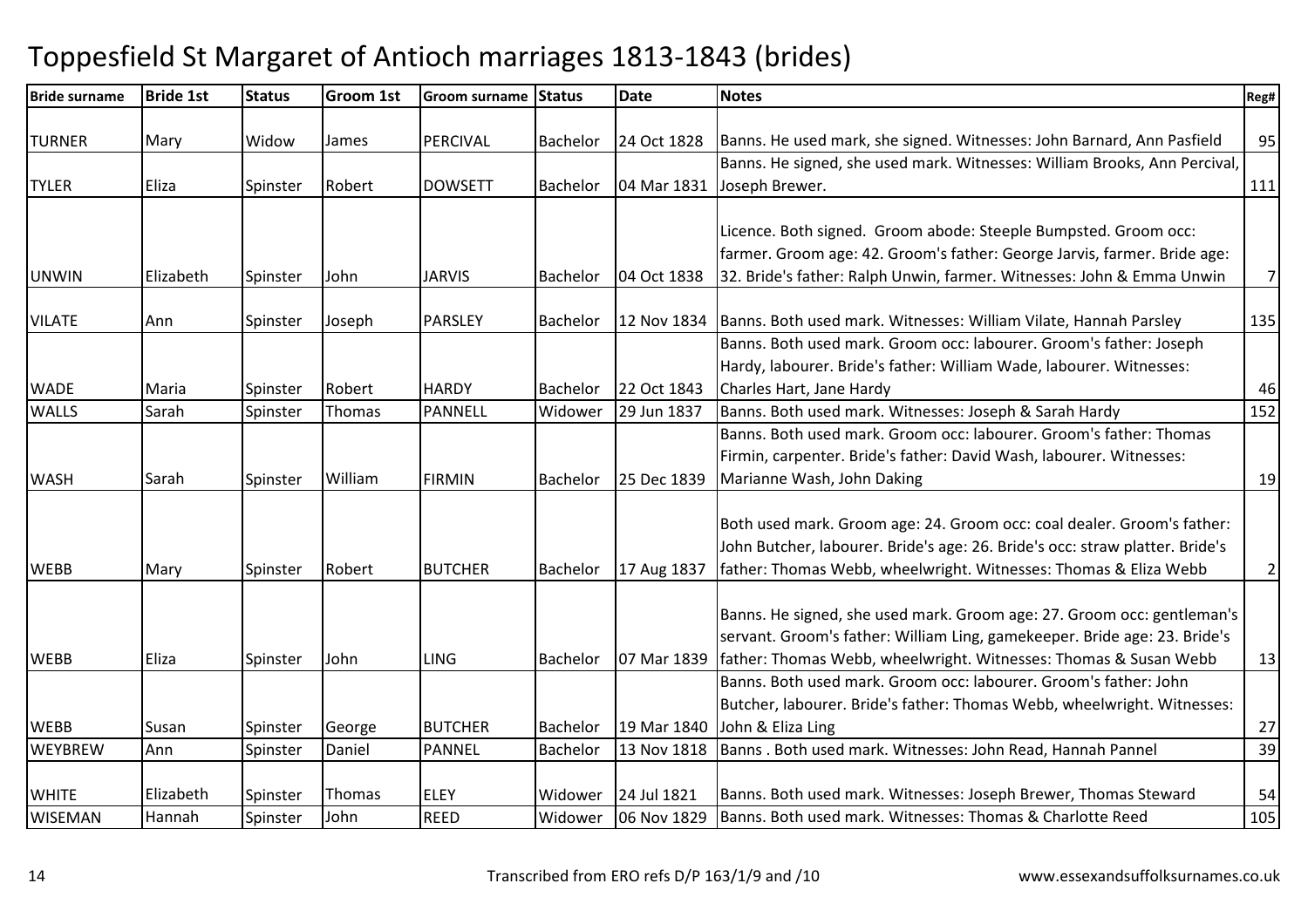# Toppesfield St Margaret of Antioch marriages 1813-1843 (brides)

| Bride surname | Bride 1st | Status | Groom 1st | Groom surname | Status | Date | Notes | Reg# |
|---|---|---|---|---|---|---|---|---|
| TURNER | Mary | Widow | James | PERCIVAL | Bachelor | 24 Oct 1828 | Banns. He used mark, she signed. Witnesses: John Barnard, Ann Pasfield | 95 |
| TYLER | Eliza | Spinster | Robert | DOWSETT | Bachelor | 04 Mar 1831 | Banns. He signed, she used mark. Witnesses: William Brooks, Ann Percival, Joseph Brewer. | 111 |
| UNWIN | Elizabeth | Spinster | John | JARVIS | Bachelor | 04 Oct 1838 | Licence. Both signed. Groom abode: Steeple Bumpsted. Groom occ: farmer. Groom age: 42. Groom's father: George Jarvis, farmer. Bride age: 32. Bride's father: Ralph Unwin, farmer. Witnesses: John & Emma Unwin | 7 |
| VILATE | Ann | Spinster | Joseph | PARSLEY | Bachelor | 12 Nov 1834 | Banns. Both used mark. Witnesses: William Vilate, Hannah Parsley | 135 |
| WADE | Maria | Spinster | Robert | HARDY | Bachelor | 22 Oct 1843 | Banns. Both used mark. Groom occ: labourer. Groom's father: Joseph Hardy, labourer. Bride's father: William Wade, labourer. Witnesses: Charles Hart, Jane Hardy | 46 |
| WALLS | Sarah | Spinster | Thomas | PANNELL | Widower | 29 Jun 1837 | Banns. Both used mark. Witnesses: Joseph & Sarah Hardy | 152 |
| WASH | Sarah | Spinster | William | FIRMIN | Bachelor | 25 Dec 1839 | Banns. Both used mark. Groom occ: labourer. Groom's father: Thomas Firmin, carpenter. Bride's father: David Wash, labourer. Witnesses: Marianne Wash, John Daking | 19 |
| WEBB | Mary | Spinster | Robert | BUTCHER | Bachelor | 17 Aug 1837 | Both used mark. Groom age: 24. Groom occ: coal dealer. Groom's father: John Butcher, labourer. Bride's age: 26. Bride's occ: straw platter. Bride's father: Thomas Webb, wheelwright. Witnesses: Thomas & Eliza Webb | 2 |
| WEBB | Eliza | Spinster | John | LING | Bachelor | 07 Mar 1839 | Banns. He signed, she used mark. Groom age: 27. Groom occ: gentleman's servant. Groom's father: William Ling, gamekeeper. Bride age: 23. Bride's father: Thomas Webb, wheelwright. Witnesses: Thomas & Susan Webb | 13 |
| WEBB | Susan | Spinster | George | BUTCHER | Bachelor | 19 Mar 1840 | Banns. Both used mark. Groom occ: labourer. Groom's father: John Butcher, labourer. Bride's father: Thomas Webb, wheelwright. Witnesses: John & Eliza Ling | 27 |
| WEYBREW | Ann | Spinster | Daniel | PANNEL | Bachelor | 13 Nov 1818 | Banns . Both used mark. Witnesses: John Read, Hannah Pannel | 39 |
| WHITE | Elizabeth | Spinster | Thomas | ELEY | Widower | 24 Jul 1821 | Banns. Both used mark. Witnesses: Joseph Brewer, Thomas Steward | 54 |
| WISEMAN | Hannah | Spinster | John | REED | Widower | 06 Nov 1829 | Banns. Both used mark. Witnesses: Thomas & Charlotte Reed | 105 |

Transcribed from ERO refs D/P 163/1/9 and /10

www.essexandsuffolksurnames.co.uk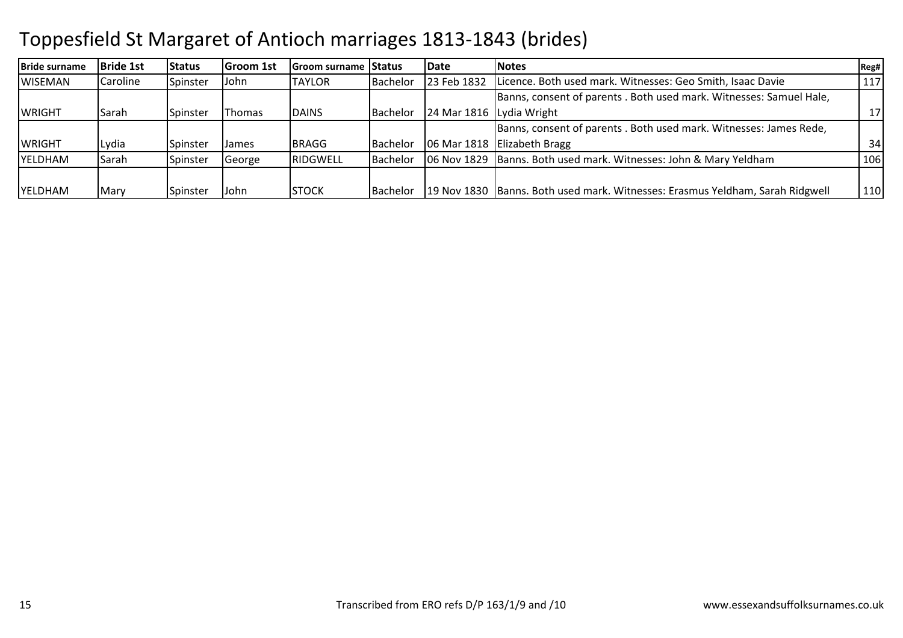# Toppesfield St Margaret of Antioch marriages 1813-1843 (brides)

| Bride surname | Bride 1st | Status | Groom 1st | Groom surname | Status | Date | Notes | Reg# |
|---|---|---|---|---|---|---|---|---|
| WISEMAN | Caroline | Spinster | John | TAYLOR | Bachelor | 23 Feb 1832 | Licence. Both used mark. Witnesses: Geo Smith, Isaac Davie | 117 |
| WRIGHT | Sarah | Spinster | Thomas | DAINS | Bachelor | 24 Mar 1816 | Banns, consent of parents . Both used mark. Witnesses: Samuel Hale, Lydia Wright | 17 |
| WRIGHT | Lydia | Spinster | James | BRAGG | Bachelor | 06 Mar 1818 | Banns, consent of parents . Both used mark. Witnesses: James Rede, Elizabeth Bragg | 34 |
| YELDHAM | Sarah | Spinster | George | RIDGWELL | Bachelor | 06 Nov 1829 | Banns. Both used mark. Witnesses: John & Mary Yeldham | 106 |
| YELDHAM | Mary | Spinster | John | STOCK | Bachelor | 19 Nov 1830 | Banns. Both used mark. Witnesses: Erasmus Yeldham, Sarah Ridgwell | 110 |

Transcribed from ERO refs D/P 163/1/9 and /10

www.essexandsuffolksurnames.co.uk